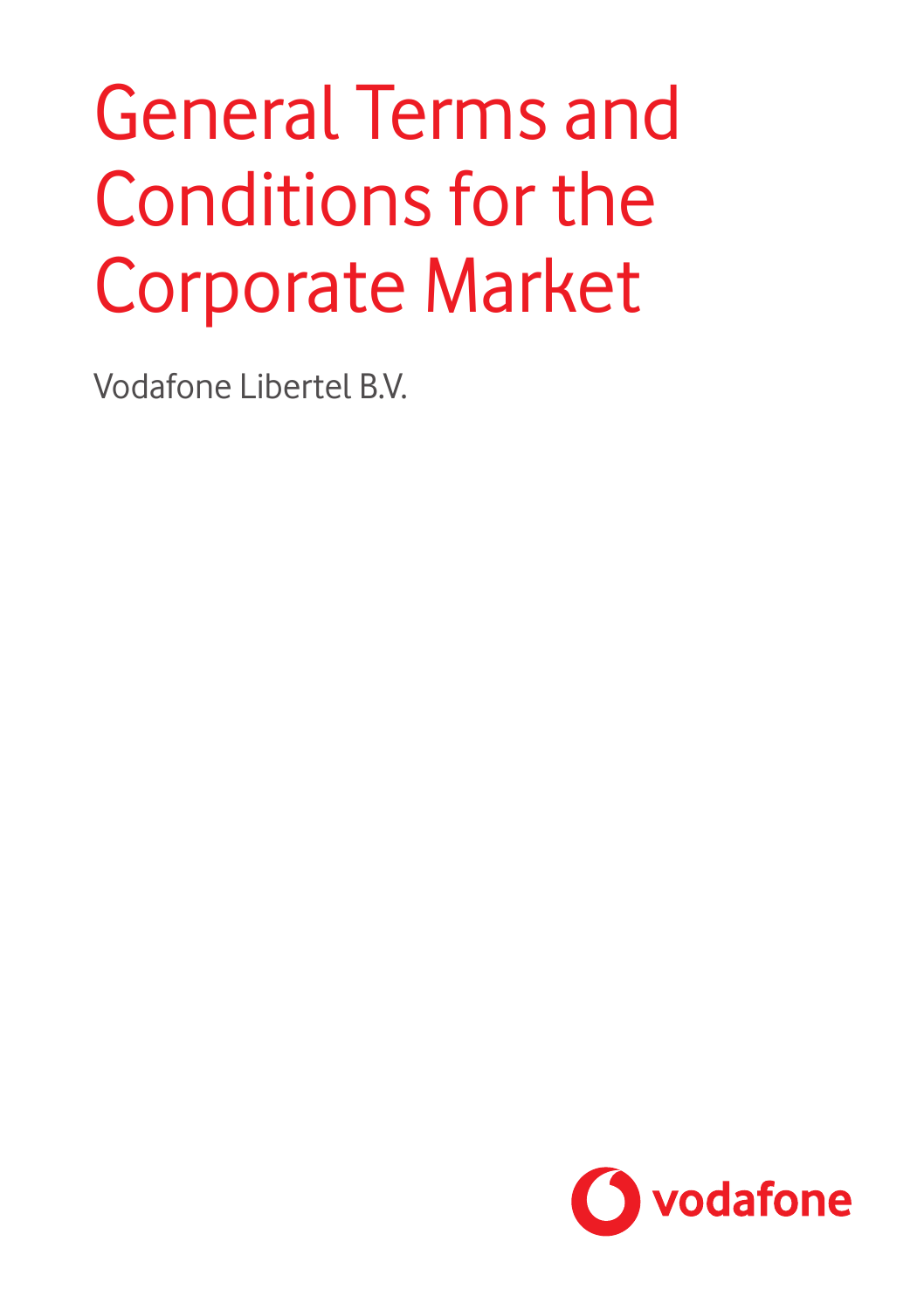# General Terms and Conditions for the Corporate Market

Vodafone Libertel B.V.

vodafone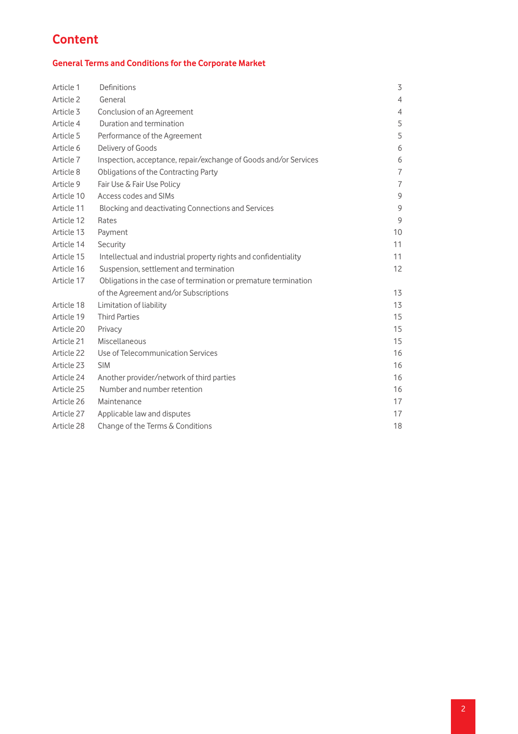# Content

## General Terms and Conditions for the Corporate Market

| | | |
|---|---|---|
| Article 1 | Definitions | 3 |
| Article 2 | General | 4 |
| Article 3 | Conclusion of an Agreement | 4 |
| Article 4 | Duration and termination | 5 |
| Article 5 | Performance of the Agreement | 5 |
| Article 6 | Delivery of Goods | 6 |
| Article 7 | Inspection, acceptance, repair/exchange of Goods and/or Services | 6 |
| Article 8 | Obligations of the Contracting Party | 7 |
| Article 9 | Fair Use & Fair Use Policy | 7 |
| Article 10 | Access codes and SIMs | 9 |
| Article 11 | Blocking and deactivating Connections and Services | 9 |
| Article 12 | Rates | 9 |
| Article 13 | Payment | 10 |
| Article 14 | Security | 11 |
| Article 15 | Intellectual and industrial property rights and confidentiality | 11 |
| Article 16 | Suspension, settlement and termination | 12 |
| Article 17 | Obligations in the case of termination or premature termination of the Agreement and/or Subscriptions | 13 |
| Article 18 | Limitation of liability | 13 |
| Article 19 | Third Parties | 15 |
| Article 20 | Privacy | 15 |
| Article 21 | Miscellaneous | 15 |
| Article 22 | Use of Telecommunication Services | 16 |
| Article 23 | SIM | 16 |
| Article 24 | Another provider/network of third parties | 16 |
| Article 25 | Number and number retention | 16 |
| Article 26 | Maintenance | 17 |
| Article 27 | Applicable law and disputes | 17 |
| Article 28 | Change of the Terms & Conditions | 18 |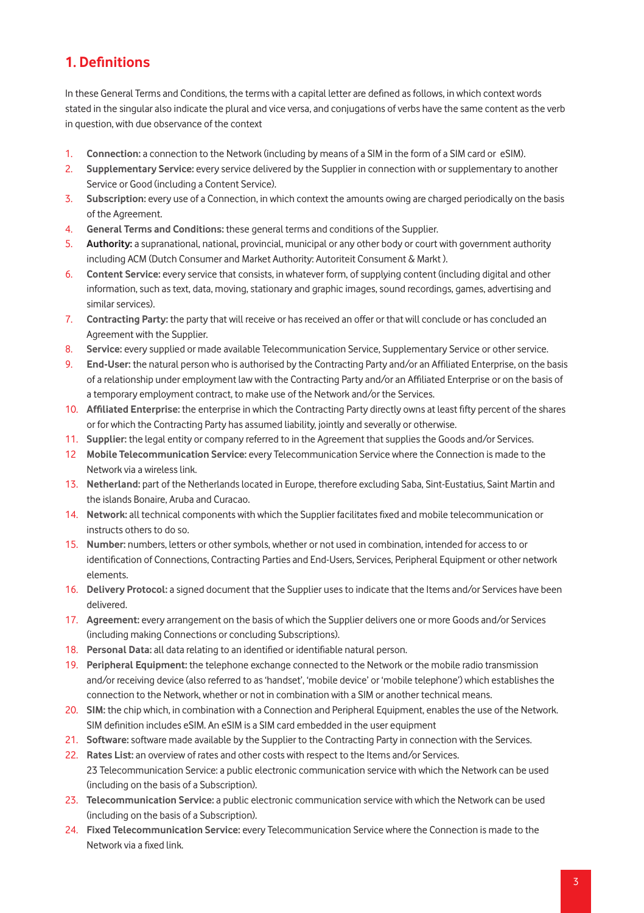## 1. Definitions

In these General Terms and Conditions, the terms with a capital letter are defined as follows, in which context words stated in the singular also indicate the plural and vice versa, and conjugations of verbs have the same content as the verb in question, with due observance of the context

1. **Connection:** a connection to the Network (including by means of a SIM in the form of a SIM card or eSIM).
2. **Supplementary Service:** every service delivered by the Supplier in connection with or supplementary to another Service or Good (including a Content Service).
3. **Subscription:** every use of a Connection, in which context the amounts owing are charged periodically on the basis of the Agreement.
4. **General Terms and Conditions:** these general terms and conditions of the Supplier.
5. **Authority:** a supranational, national, provincial, municipal or any other body or court with government authority including ACM (Dutch Consumer and Market Authority: Autoriteit Consument & Markt ).
6. **Content Service:** every service that consists, in whatever form, of supplying content (including digital and other information, such as text, data, moving, stationary and graphic images, sound recordings, games, advertising and similar services).
7. **Contracting Party:** the party that will receive or has received an offer or that will conclude or has concluded an Agreement with the Supplier.
8. **Service:** every supplied or made available Telecommunication Service, Supplementary Service or other service.
9. **End-User:** the natural person who is authorised by the Contracting Party and/or an Affiliated Enterprise, on the basis of a relationship under employment law with the Contracting Party and/or an Affiliated Enterprise or on the basis of a temporary employment contract, to make use of the Network and/or the Services.
10. **Affiliated Enterprise:** the enterprise in which the Contracting Party directly owns at least fifty percent of the shares or for which the Contracting Party has assumed liability, jointly and severally or otherwise.
11. **Supplier:** the legal entity or company referred to in the Agreement that supplies the Goods and/or Services.
12. **Mobile Telecommunication Service:** every Telecommunication Service where the Connection is made to the Network via a wireless link.
13. **Netherland:** part of the Netherlands located in Europe, therefore excluding Saba, Sint-Eustatius, Saint Martin and the islands Bonaire, Aruba and Curacao.
14. **Network:** all technical components with which the Supplier facilitates fixed and mobile telecommunication or instructs others to do so.
15. **Number:** numbers, letters or other symbols, whether or not used in combination, intended for access to or identification of Connections, Contracting Parties and End-Users, Services, Peripheral Equipment or other network elements.
16. **Delivery Protocol:** a signed document that the Supplier uses to indicate that the Items and/or Services have been delivered.
17. **Agreement:** every arrangement on the basis of which the Supplier delivers one or more Goods and/or Services (including making Connections or concluding Subscriptions).
18. **Personal Data:** all data relating to an identified or identifiable natural person.
19. **Peripheral Equipment:** the telephone exchange connected to the Network or the mobile radio transmission and/or receiving device (also referred to as 'handset', 'mobile device' or 'mobile telephone') which establishes the connection to the Network, whether or not in combination with a SIM or another technical means.
20. **SIM:** the chip which, in combination with a Connection and Peripheral Equipment, enables the use of the Network. SIM definition includes eSIM. An eSIM is a SIM card embedded in the user equipment
21. **Software:** software made available by the Supplier to the Contracting Party in connection with the Services.
22. **Rates List:** an overview of rates and other costs with respect to the Items and/or Services.
    23 Telecommunication Service: a public electronic communication service with which the Network can be used (including on the basis of a Subscription).
23. **Telecommunication Service:** a public electronic communication service with which the Network can be used (including on the basis of a Subscription).
24. **Fixed Telecommunication Service:** every Telecommunication Service where the Connection is made to the Network via a fixed link.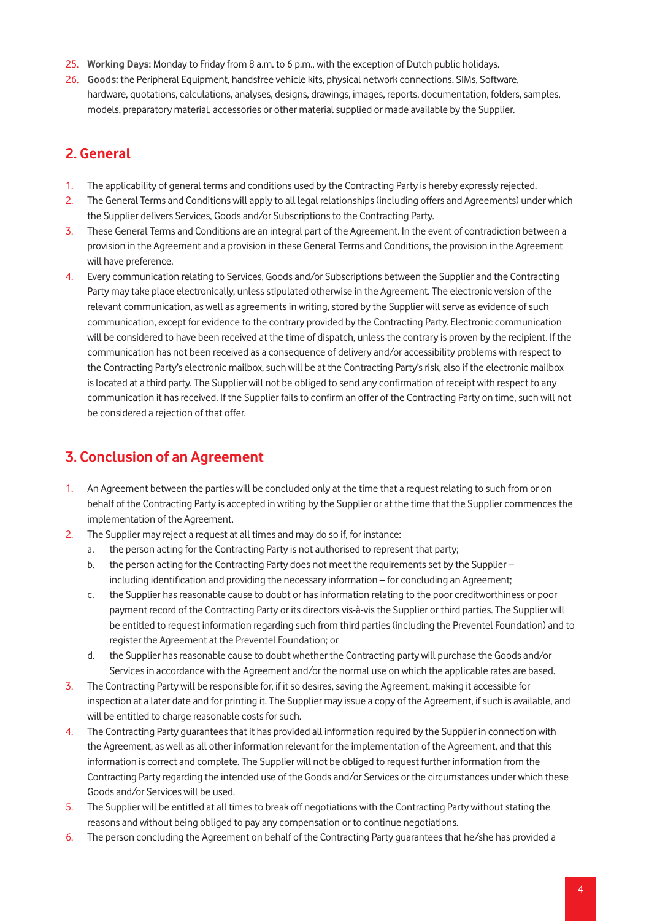25. **Working Days:** Monday to Friday from 8 a.m. to 6 p.m., with the exception of Dutch public holidays.
26. **Goods:** the Peripheral Equipment, handsfree vehicle kits, physical network connections, SIMs, Software, hardware, quotations, calculations, analyses, designs, drawings, images, reports, documentation, folders, samples, models, preparatory material, accessories or other material supplied or made available by the Supplier.

## 2. General

1. The applicability of general terms and conditions used by the Contracting Party is hereby expressly rejected.
2. The General Terms and Conditions will apply to all legal relationships (including offers and Agreements) under which the Supplier delivers Services, Goods and/or Subscriptions to the Contracting Party.
3. These General Terms and Conditions are an integral part of the Agreement. In the event of contradiction between a provision in the Agreement and a provision in these General Terms and Conditions, the provision in the Agreement will have preference.
4. Every communication relating to Services, Goods and/or Subscriptions between the Supplier and the Contracting Party may take place electronically, unless stipulated otherwise in the Agreement. The electronic version of the relevant communication, as well as agreements in writing, stored by the Supplier will serve as evidence of such communication, except for evidence to the contrary provided by the Contracting Party. Electronic communication will be considered to have been received at the time of dispatch, unless the contrary is proven by the recipient. If the communication has not been received as a consequence of delivery and/or accessibility problems with respect to the Contracting Party's electronic mailbox, such will be at the Contracting Party's risk, also if the electronic mailbox is located at a third party. The Supplier will not be obliged to send any confirmation of receipt with respect to any communication it has received. If the Supplier fails to confirm an offer of the Contracting Party on time, such will not be considered a rejection of that offer.

## 3. Conclusion of an Agreement

1. An Agreement between the parties will be concluded only at the time that a request relating to such from or on behalf of the Contracting Party is accepted in writing by the Supplier or at the time that the Supplier commences the implementation of the Agreement.
2. The Supplier may reject a request at all times and may do so if, for instance:
   a. the person acting for the Contracting Party is not authorised to represent that party;
   b. the person acting for the Contracting Party does not meet the requirements set by the Supplier – including identification and providing the necessary information – for concluding an Agreement;
   c. the Supplier has reasonable cause to doubt or has information relating to the poor creditworthiness or poor payment record of the Contracting Party or its directors vis-à-vis the Supplier or third parties. The Supplier will be entitled to request information regarding such from third parties (including the Preventel Foundation) and to register the Agreement at the Preventel Foundation; or
   d. the Supplier has reasonable cause to doubt whether the Contracting party will purchase the Goods and/or Services in accordance with the Agreement and/or the normal use on which the applicable rates are based.
3. The Contracting Party will be responsible for, if it so desires, saving the Agreement, making it accessible for inspection at a later date and for printing it. The Supplier may issue a copy of the Agreement, if such is available, and will be entitled to charge reasonable costs for such.
4. The Contracting Party guarantees that it has provided all information required by the Supplier in connection with the Agreement, as well as all other information relevant for the implementation of the Agreement, and that this information is correct and complete. The Supplier will not be obliged to request further information from the Contracting Party regarding the intended use of the Goods and/or Services or the circumstances under which these Goods and/or Services will be used.
5. The Supplier will be entitled at all times to break off negotiations with the Contracting Party without stating the reasons and without being obliged to pay any compensation or to continue negotiations.
6. The person concluding the Agreement on behalf of the Contracting Party guarantees that he/she has provided a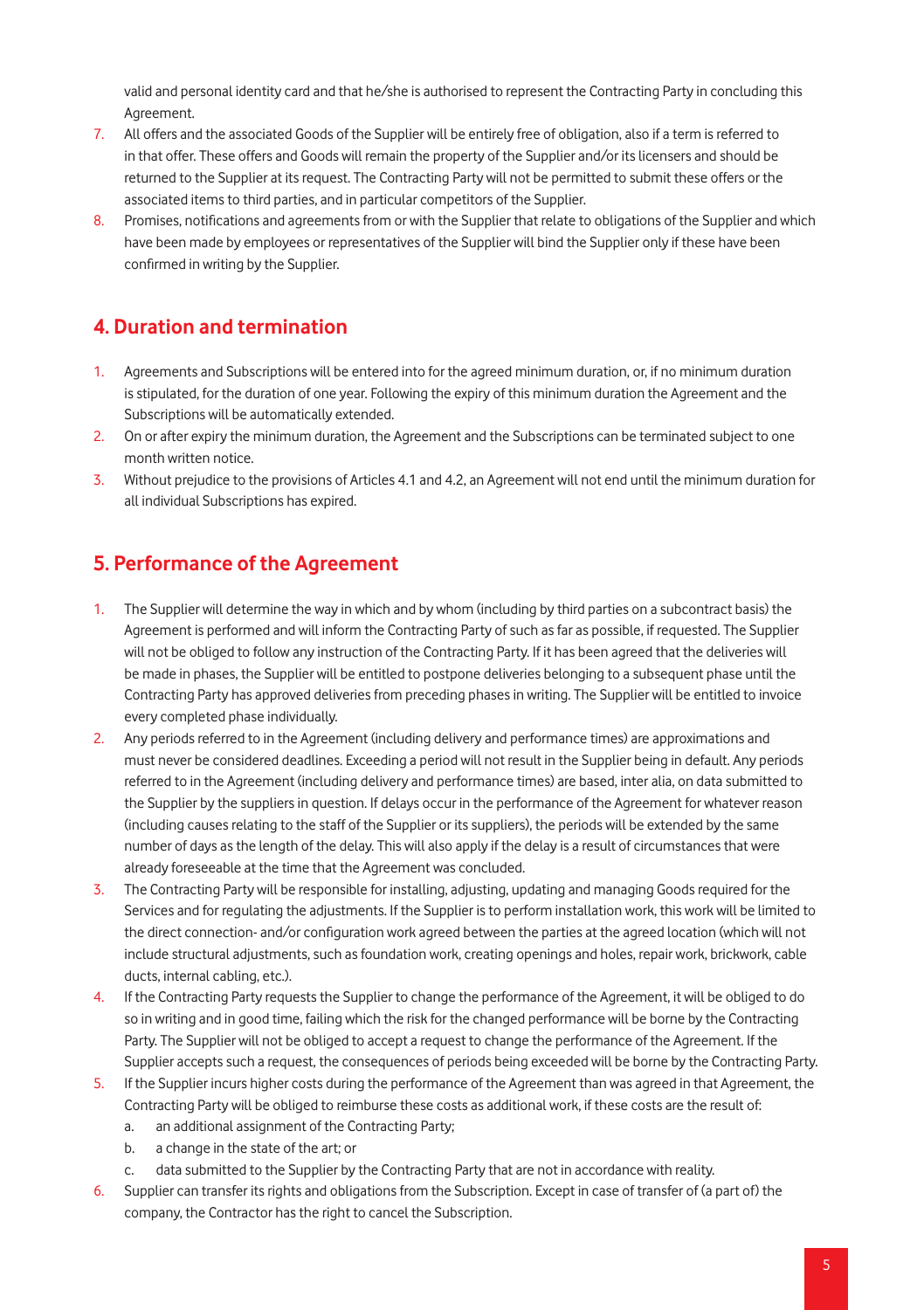valid and personal identity card and that he/she is authorised to represent the Contracting Party in concluding this Agreement.

7. All offers and the associated Goods of the Supplier will be entirely free of obligation, also if a term is referred to in that offer. These offers and Goods will remain the property of the Supplier and/or its licensers and should be returned to the Supplier at its request. The Contracting Party will not be permitted to submit these offers or the associated items to third parties, and in particular competitors of the Supplier.
8. Promises, notifications and agreements from or with the Supplier that relate to obligations of the Supplier and which have been made by employees or representatives of the Supplier will bind the Supplier only if these have been confirmed in writing by the Supplier.

## 4. Duration and termination

1. Agreements and Subscriptions will be entered into for the agreed minimum duration, or, if no minimum duration is stipulated, for the duration of one year. Following the expiry of this minimum duration the Agreement and the Subscriptions will be automatically extended.
2. On or after expiry the minimum duration, the Agreement and the Subscriptions can be terminated subject to one month written notice.
3. Without prejudice to the provisions of Articles 4.1 and 4.2, an Agreement will not end until the minimum duration for all individual Subscriptions has expired.

## 5. Performance of the Agreement

1. The Supplier will determine the way in which and by whom (including by third parties on a subcontract basis) the Agreement is performed and will inform the Contracting Party of such as far as possible, if requested. The Supplier will not be obliged to follow any instruction of the Contracting Party. If it has been agreed that the deliveries will be made in phases, the Supplier will be entitled to postpone deliveries belonging to a subsequent phase until the Contracting Party has approved deliveries from preceding phases in writing. The Supplier will be entitled to invoice every completed phase individually.
2. Any periods referred to in the Agreement (including delivery and performance times) are approximations and must never be considered deadlines. Exceeding a period will not result in the Supplier being in default. Any periods referred to in the Agreement (including delivery and performance times) are based, inter alia, on data submitted to the Supplier by the suppliers in question. If delays occur in the performance of the Agreement for whatever reason (including causes relating to the staff of the Supplier or its suppliers), the periods will be extended by the same number of days as the length of the delay. This will also apply if the delay is a result of circumstances that were already foreseeable at the time that the Agreement was concluded.
3. The Contracting Party will be responsible for installing, adjusting, updating and managing Goods required for the Services and for regulating the adjustments. If the Supplier is to perform installation work, this work will be limited to the direct connection- and/or configuration work agreed between the parties at the agreed location (which will not include structural adjustments, such as foundation work, creating openings and holes, repair work, brickwork, cable ducts, internal cabling, etc.).
4. If the Contracting Party requests the Supplier to change the performance of the Agreement, it will be obliged to do so in writing and in good time, failing which the risk for the changed performance will be borne by the Contracting Party. The Supplier will not be obliged to accept a request to change the performance of the Agreement. If the Supplier accepts such a request, the consequences of periods being exceeded will be borne by the Contracting Party.
5. If the Supplier incurs higher costs during the performance of the Agreement than was agreed in that Agreement, the Contracting Party will be obliged to reimburse these costs as additional work, if these costs are the result of:
   a. an additional assignment of the Contracting Party;
   b. a change in the state of the art; or
   c. data submitted to the Supplier by the Contracting Party that are not in accordance with reality.
6. Supplier can transfer its rights and obligations from the Subscription. Except in case of transfer of (a part of) the company, the Contractor has the right to cancel the Subscription.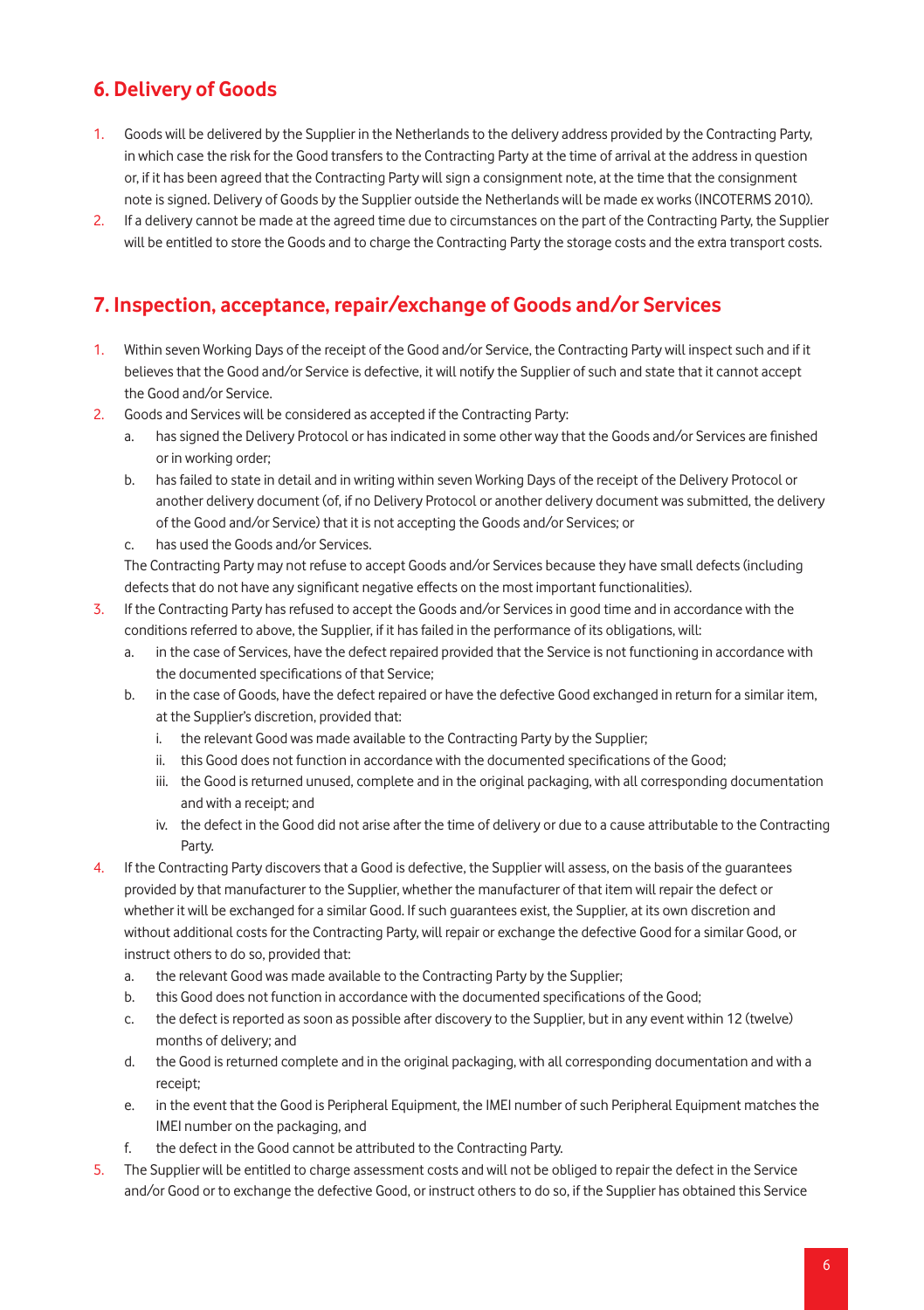## 6. Delivery of Goods

1. Goods will be delivered by the Supplier in the Netherlands to the delivery address provided by the Contracting Party, in which case the risk for the Good transfers to the Contracting Party at the time of arrival at the address in question or, if it has been agreed that the Contracting Party will sign a consignment note, at the time that the consignment note is signed. Delivery of Goods by the Supplier outside the Netherlands will be made ex works (INCOTERMS 2010).
2. If a delivery cannot be made at the agreed time due to circumstances on the part of the Contracting Party, the Supplier will be entitled to store the Goods and to charge the Contracting Party the storage costs and the extra transport costs.

## 7. Inspection, acceptance, repair/exchange of Goods and/or Services

1. Within seven Working Days of the receipt of the Good and/or Service, the Contracting Party will inspect such and if it believes that the Good and/or Service is defective, it will notify the Supplier of such and state that it cannot accept the Good and/or Service.
2. Goods and Services will be considered as accepted if the Contracting Party:
   a. has signed the Delivery Protocol or has indicated in some other way that the Goods and/or Services are finished or in working order;
   b. has failed to state in detail and in writing within seven Working Days of the receipt of the Delivery Protocol or another delivery document (of, if no Delivery Protocol or another delivery document was submitted, the delivery of the Good and/or Service) that it is not accepting the Goods and/or Services; or
   c. has used the Goods and/or Services.

   The Contracting Party may not refuse to accept Goods and/or Services because they have small defects (including defects that do not have any significant negative effects on the most important functionalities).
3. If the Contracting Party has refused to accept the Goods and/or Services in good time and in accordance with the conditions referred to above, the Supplier, if it has failed in the performance of its obligations, will:
   a. in the case of Services, have the defect repaired provided that the Service is not functioning in accordance with the documented specifications of that Service;
   b. in the case of Goods, have the defect repaired or have the defective Good exchanged in return for a similar item, at the Supplier's discretion, provided that:
      i. the relevant Good was made available to the Contracting Party by the Supplier;
      ii. this Good does not function in accordance with the documented specifications of the Good;
      iii. the Good is returned unused, complete and in the original packaging, with all corresponding documentation and with a receipt; and
      iv. the defect in the Good did not arise after the time of delivery or due to a cause attributable to the Contracting Party.
4. If the Contracting Party discovers that a Good is defective, the Supplier will assess, on the basis of the guarantees provided by that manufacturer to the Supplier, whether the manufacturer of that item will repair the defect or whether it will be exchanged for a similar Good. If such guarantees exist, the Supplier, at its own discretion and without additional costs for the Contracting Party, will repair or exchange the defective Good for a similar Good, or instruct others to do so, provided that:
   a. the relevant Good was made available to the Contracting Party by the Supplier;
   b. this Good does not function in accordance with the documented specifications of the Good;
   c. the defect is reported as soon as possible after discovery to the Supplier, but in any event within 12 (twelve) months of delivery; and
   d. the Good is returned complete and in the original packaging, with all corresponding documentation and with a receipt;
   e. in the event that the Good is Peripheral Equipment, the IMEI number of such Peripheral Equipment matches the IMEI number on the packaging, and
   f. the defect in the Good cannot be attributed to the Contracting Party.
5. The Supplier will be entitled to charge assessment costs and will not be obliged to repair the defect in the Service and/or Good or to exchange the defective Good, or instruct others to do so, if the Supplier has obtained this Service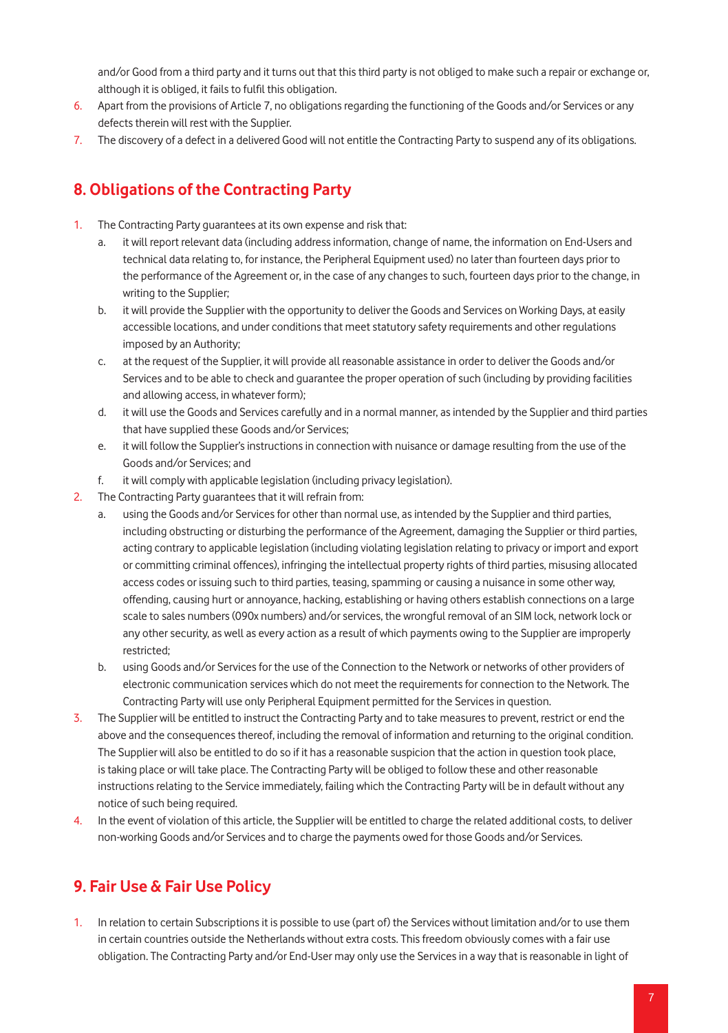and/or Good from a third party and it turns out that this third party is not obliged to make such a repair or exchange or, although it is obliged, it fails to fulfil this obligation.

6. Apart from the provisions of Article 7, no obligations regarding the functioning of the Goods and/or Services or any defects therein will rest with the Supplier.
7. The discovery of a defect in a delivered Good will not entitle the Contracting Party to suspend any of its obligations.

## 8. Obligations of the Contracting Party

1. The Contracting Party guarantees at its own expense and risk that:
   a. it will report relevant data (including address information, change of name, the information on End-Users and technical data relating to, for instance, the Peripheral Equipment used) no later than fourteen days prior to the performance of the Agreement or, in the case of any changes to such, fourteen days prior to the change, in writing to the Supplier;
   b. it will provide the Supplier with the opportunity to deliver the Goods and Services on Working Days, at easily accessible locations, and under conditions that meet statutory safety requirements and other regulations imposed by an Authority;
   c. at the request of the Supplier, it will provide all reasonable assistance in order to deliver the Goods and/or Services and to be able to check and guarantee the proper operation of such (including by providing facilities and allowing access, in whatever form);
   d. it will use the Goods and Services carefully and in a normal manner, as intended by the Supplier and third parties that have supplied these Goods and/or Services;
   e. it will follow the Supplier's instructions in connection with nuisance or damage resulting from the use of the Goods and/or Services; and
   f. it will comply with applicable legislation (including privacy legislation).
2. The Contracting Party guarantees that it will refrain from:
   a. using the Goods and/or Services for other than normal use, as intended by the Supplier and third parties, including obstructing or disturbing the performance of the Agreement, damaging the Supplier or third parties, acting contrary to applicable legislation (including violating legislation relating to privacy or import and export or committing criminal offences), infringing the intellectual property rights of third parties, misusing allocated access codes or issuing such to third parties, teasing, spamming or causing a nuisance in some other way, offending, causing hurt or annoyance, hacking, establishing or having others establish connections on a large scale to sales numbers (090x numbers) and/or services, the wrongful removal of an SIM lock, network lock or any other security, as well as every action as a result of which payments owing to the Supplier are improperly restricted;
   b. using Goods and/or Services for the use of the Connection to the Network or networks of other providers of electronic communication services which do not meet the requirements for connection to the Network. The Contracting Party will use only Peripheral Equipment permitted for the Services in question.
3. The Supplier will be entitled to instruct the Contracting Party and to take measures to prevent, restrict or end the above and the consequences thereof, including the removal of information and returning to the original condition. The Supplier will also be entitled to do so if it has a reasonable suspicion that the action in question took place, is taking place or will take place. The Contracting Party will be obliged to follow these and other reasonable instructions relating to the Service immediately, failing which the Contracting Party will be in default without any notice of such being required.
4. In the event of violation of this article, the Supplier will be entitled to charge the related additional costs, to deliver non-working Goods and/or Services and to charge the payments owed for those Goods and/or Services.

## 9. Fair Use & Fair Use Policy

1. In relation to certain Subscriptions it is possible to use (part of) the Services without limitation and/or to use them in certain countries outside the Netherlands without extra costs. This freedom obviously comes with a fair use obligation. The Contracting Party and/or End-User may only use the Services in a way that is reasonable in light of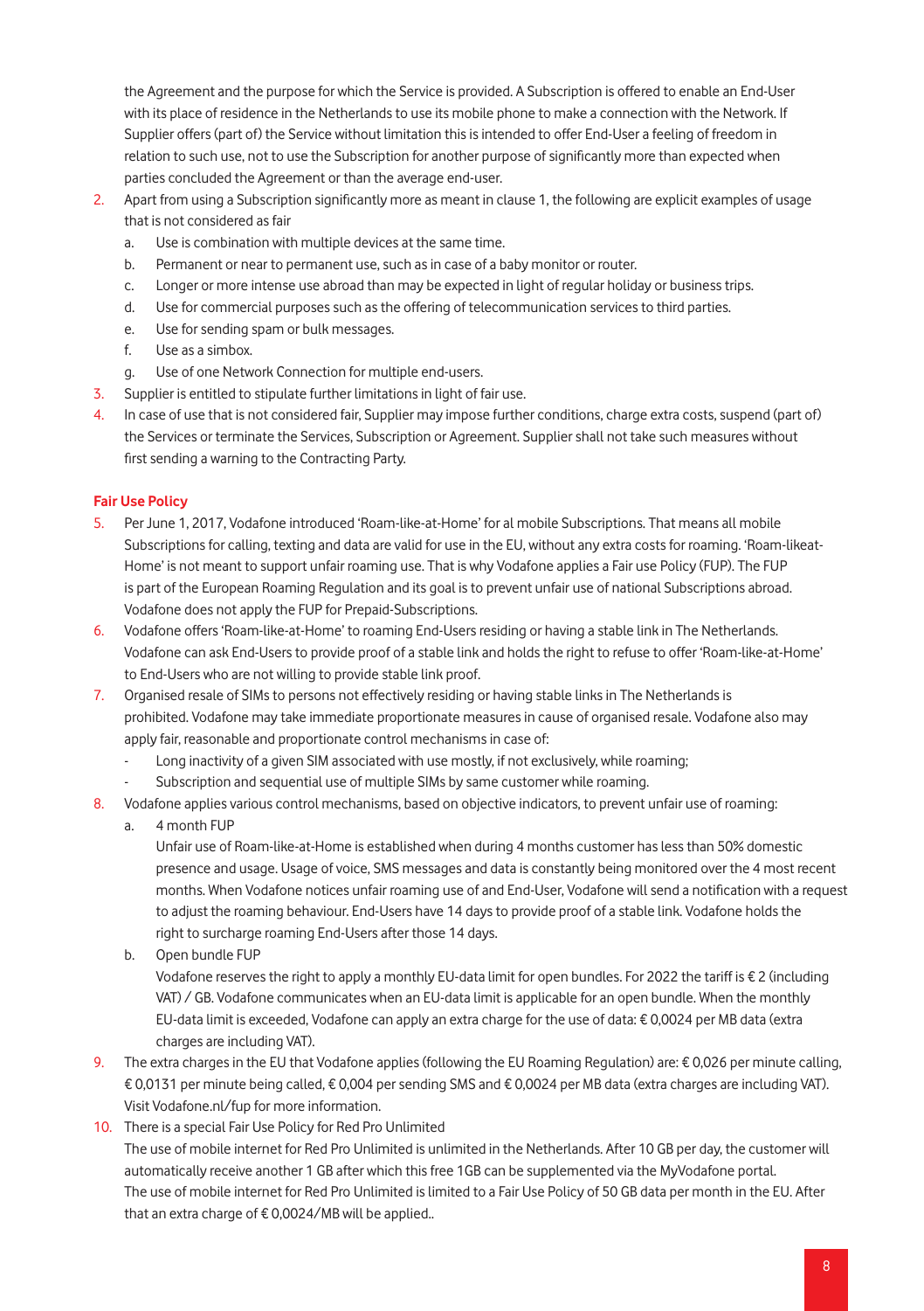the Agreement and the purpose for which the Service is provided. A Subscription is offered to enable an End-User with its place of residence in the Netherlands to use its mobile phone to make a connection with the Network. If Supplier offers (part of) the Service without limitation this is intended to offer End-User a feeling of freedom in relation to such use, not to use the Subscription for another purpose of significantly more than expected when parties concluded the Agreement or than the average end-user.

2. Apart from using a Subscription significantly more as meant in clause 1, the following are explicit examples of usage that is not considered as fair
   a. Use is combination with multiple devices at the same time.
   b. Permanent or near to permanent use, such as in case of a baby monitor or router.
   c. Longer or more intense use abroad than may be expected in light of regular holiday or business trips.
   d. Use for commercial purposes such as the offering of telecommunication services to third parties.
   e. Use for sending spam or bulk messages.
   f. Use as a simbox.
   g. Use of one Network Connection for multiple end-users.
3. Supplier is entitled to stipulate further limitations in light of fair use.
4. In case of use that is not considered fair, Supplier may impose further conditions, charge extra costs, suspend (part of) the Services or terminate the Services, Subscription or Agreement. Supplier shall not take such measures without first sending a warning to the Contracting Party.

**Fair Use Policy**

5. Per June 1, 2017, Vodafone introduced 'Roam-like-at-Home' for al mobile Subscriptions. That means all mobile Subscriptions for calling, texting and data are valid for use in the EU, without any extra costs for roaming. 'Roam-likeat-Home' is not meant to support unfair roaming use. That is why Vodafone applies a Fair use Policy (FUP). The FUP is part of the European Roaming Regulation and its goal is to prevent unfair use of national Subscriptions abroad. Vodafone does not apply the FUP for Prepaid-Subscriptions.
6. Vodafone offers 'Roam-like-at-Home' to roaming End-Users residing or having a stable link in The Netherlands. Vodafone can ask End-Users to provide proof of a stable link and holds the right to refuse to offer 'Roam-like-at-Home' to End-Users who are not willing to provide stable link proof.
7. Organised resale of SIMs to persons not effectively residing or having stable links in The Netherlands is prohibited. Vodafone may take immediate proportionate measures in cause of organised resale. Vodafone also may apply fair, reasonable and proportionate control mechanisms in case of:
   - Long inactivity of a given SIM associated with use mostly, if not exclusively, while roaming;
   - Subscription and sequential use of multiple SIMs by same customer while roaming.
8. Vodafone applies various control mechanisms, based on objective indicators, to prevent unfair use of roaming:
   a. 4 month FUP
      Unfair use of Roam-like-at-Home is established when during 4 months customer has less than 50% domestic presence and usage. Usage of voice, SMS messages and data is constantly being monitored over the 4 most recent months. When Vodafone notices unfair roaming use of and End-User, Vodafone will send a notification with a request to adjust the roaming behaviour. End-Users have 14 days to provide proof of a stable link. Vodafone holds the right to surcharge roaming End-Users after those 14 days.
   b. Open bundle FUP
      Vodafone reserves the right to apply a monthly EU-data limit for open bundles. For 2022 the tariff is € 2 (including VAT) / GB. Vodafone communicates when an EU-data limit is applicable for an open bundle. When the monthly EU-data limit is exceeded, Vodafone can apply an extra charge for the use of data: € 0,0024 per MB data (extra charges are including VAT).
9. The extra charges in the EU that Vodafone applies (following the EU Roaming Regulation) are: € 0,026 per minute calling, € 0,0131 per minute being called, € 0,004 per sending SMS and € 0,0024 per MB data (extra charges are including VAT). Visit Vodafone.nl/fup for more information.
10. There is a special Fair Use Policy for Red Pro Unlimited
    The use of mobile internet for Red Pro Unlimited is unlimited in the Netherlands. After 10 GB per day, the customer will automatically receive another 1 GB after which this free 1GB can be supplemented via the MyVodafone portal.
    The use of mobile internet for Red Pro Unlimited is limited to a Fair Use Policy of 50 GB data per month in the EU. After that an extra charge of € 0,0024/MB will be applied..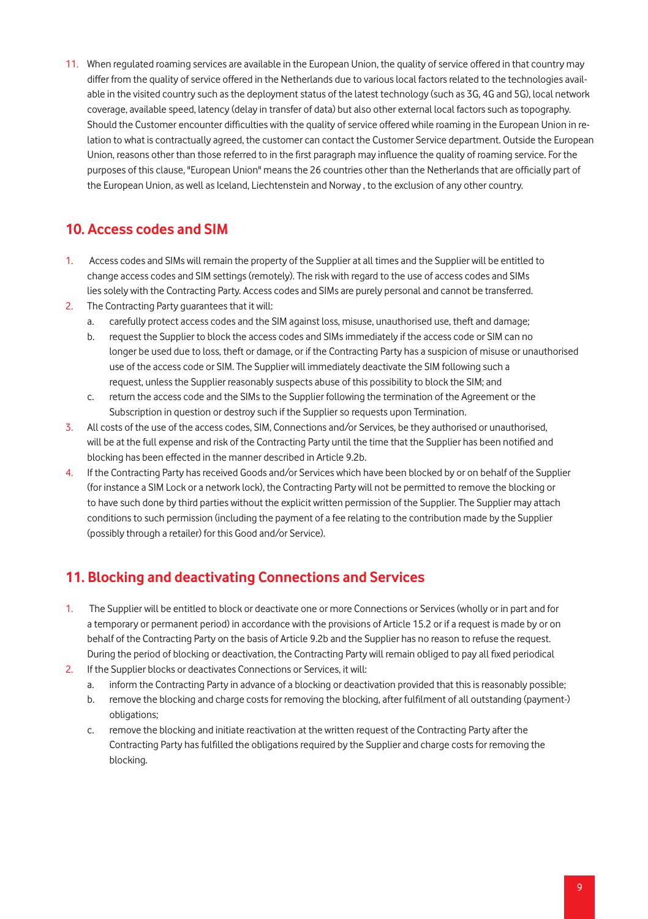11. When regulated roaming services are available in the European Union, the quality of service offered in that country may differ from the quality of service offered in the Netherlands due to various local factors related to the technologies available in the visited country such as the deployment status of the latest technology (such as 3G, 4G and 5G), local network coverage, available speed, latency (delay in transfer of data) but also other external local factors such as topography. Should the Customer encounter difficulties with the quality of service offered while roaming in the European Union in relation to what is contractually agreed, the customer can contact the Customer Service department. Outside the European Union, reasons other than those referred to in the first paragraph may influence the quality of roaming service. For the purposes of this clause, "European Union" means the 26 countries other than the Netherlands that are officially part of the European Union, as well as Iceland, Liechtenstein and Norway , to the exclusion of any other country.

## 10. Access codes and SIM

1. Access codes and SIMs will remain the property of the Supplier at all times and the Supplier will be entitled to change access codes and SIM settings (remotely). The risk with regard to the use of access codes and SIMs lies solely with the Contracting Party. Access codes and SIMs are purely personal and cannot be transferred.
2. The Contracting Party guarantees that it will:
   a. carefully protect access codes and the SIM against loss, misuse, unauthorised use, theft and damage;
   b. request the Supplier to block the access codes and SIMs immediately if the access code or SIM can no longer be used due to loss, theft or damage, or if the Contracting Party has a suspicion of misuse or unauthorised use of the access code or SIM. The Supplier will immediately deactivate the SIM following such a request, unless the Supplier reasonably suspects abuse of this possibility to block the SIM; and
   c. return the access code and the SIMs to the Supplier following the termination of the Agreement or the Subscription in question or destroy such if the Supplier so requests upon Termination.
3. All costs of the use of the access codes, SIM, Connections and/or Services, be they authorised or unauthorised, will be at the full expense and risk of the Contracting Party until the time that the Supplier has been notified and blocking has been effected in the manner described in Article 9.2b.
4. If the Contracting Party has received Goods and/or Services which have been blocked by or on behalf of the Supplier (for instance a SIM Lock or a network lock), the Contracting Party will not be permitted to remove the blocking or to have such done by third parties without the explicit written permission of the Supplier. The Supplier may attach conditions to such permission (including the payment of a fee relating to the contribution made by the Supplier (possibly through a retailer) for this Good and/or Service).

## 11. Blocking and deactivating Connections and Services

1. The Supplier will be entitled to block or deactivate one or more Connections or Services (wholly or in part and for a temporary or permanent period) in accordance with the provisions of Article 15.2 or if a request is made by or on behalf of the Contracting Party on the basis of Article 9.2b and the Supplier has no reason to refuse the request. During the period of blocking or deactivation, the Contracting Party will remain obliged to pay all fixed periodical
2. If the Supplier blocks or deactivates Connections or Services, it will:
   a. inform the Contracting Party in advance of a blocking or deactivation provided that this is reasonably possible;
   b. remove the blocking and charge costs for removing the blocking, after fulfilment of all outstanding (payment-) obligations;
   c. remove the blocking and initiate reactivation at the written request of the Contracting Party after the Contracting Party has fulfilled the obligations required by the Supplier and charge costs for removing the blocking.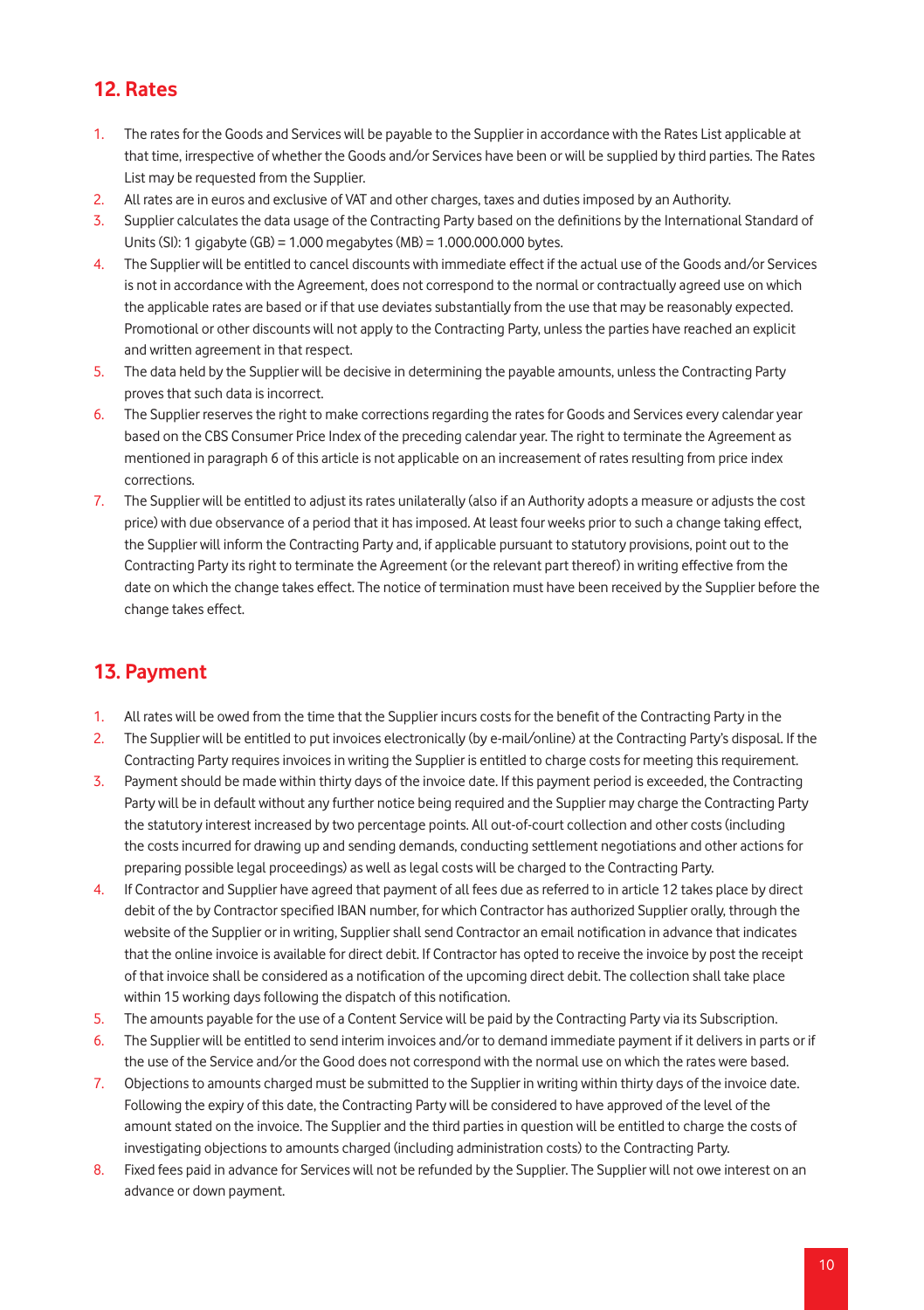## 12. Rates

1. The rates for the Goods and Services will be payable to the Supplier in accordance with the Rates List applicable at that time, irrespective of whether the Goods and/or Services have been or will be supplied by third parties. The Rates List may be requested from the Supplier.
2. All rates are in euros and exclusive of VAT and other charges, taxes and duties imposed by an Authority.
3. Supplier calculates the data usage of the Contracting Party based on the definitions by the International Standard of Units (SI): 1 gigabyte (GB) = 1.000 megabytes (MB) = 1.000.000.000 bytes.
4. The Supplier will be entitled to cancel discounts with immediate effect if the actual use of the Goods and/or Services is not in accordance with the Agreement, does not correspond to the normal or contractually agreed use on which the applicable rates are based or if that use deviates substantially from the use that may be reasonably expected. Promotional or other discounts will not apply to the Contracting Party, unless the parties have reached an explicit and written agreement in that respect.
5. The data held by the Supplier will be decisive in determining the payable amounts, unless the Contracting Party proves that such data is incorrect.
6. The Supplier reserves the right to make corrections regarding the rates for Goods and Services every calendar year based on the CBS Consumer Price Index of the preceding calendar year. The right to terminate the Agreement as mentioned in paragraph 6 of this article is not applicable on an increasement of rates resulting from price index corrections.
7. The Supplier will be entitled to adjust its rates unilaterally (also if an Authority adopts a measure or adjusts the cost price) with due observance of a period that it has imposed. At least four weeks prior to such a change taking effect, the Supplier will inform the Contracting Party and, if applicable pursuant to statutory provisions, point out to the Contracting Party its right to terminate the Agreement (or the relevant part thereof) in writing effective from the date on which the change takes effect. The notice of termination must have been received by the Supplier before the change takes effect.

## 13. Payment

1. All rates will be owed from the time that the Supplier incurs costs for the benefit of the Contracting Party in the
2. The Supplier will be entitled to put invoices electronically (by e-mail/online) at the Contracting Party's disposal. If the Contracting Party requires invoices in writing the Supplier is entitled to charge costs for meeting this requirement.
3. Payment should be made within thirty days of the invoice date. If this payment period is exceeded, the Contracting Party will be in default without any further notice being required and the Supplier may charge the Contracting Party the statutory interest increased by two percentage points. All out-of-court collection and other costs (including the costs incurred for drawing up and sending demands, conducting settlement negotiations and other actions for preparing possible legal proceedings) as well as legal costs will be charged to the Contracting Party.
4. If Contractor and Supplier have agreed that payment of all fees due as referred to in article 12 takes place by direct debit of the by Contractor specified IBAN number, for which Contractor has authorized Supplier orally, through the website of the Supplier or in writing, Supplier shall send Contractor an email notification in advance that indicates that the online invoice is available for direct debit. If Contractor has opted to receive the invoice by post the receipt of that invoice shall be considered as a notification of the upcoming direct debit. The collection shall take place within 15 working days following the dispatch of this notification.
5. The amounts payable for the use of a Content Service will be paid by the Contracting Party via its Subscription.
6. The Supplier will be entitled to send interim invoices and/or to demand immediate payment if it delivers in parts or if the use of the Service and/or the Good does not correspond with the normal use on which the rates were based.
7. Objections to amounts charged must be submitted to the Supplier in writing within thirty days of the invoice date. Following the expiry of this date, the Contracting Party will be considered to have approved of the level of the amount stated on the invoice. The Supplier and the third parties in question will be entitled to charge the costs of investigating objections to amounts charged (including administration costs) to the Contracting Party.
8. Fixed fees paid in advance for Services will not be refunded by the Supplier. The Supplier will not owe interest on an advance or down payment.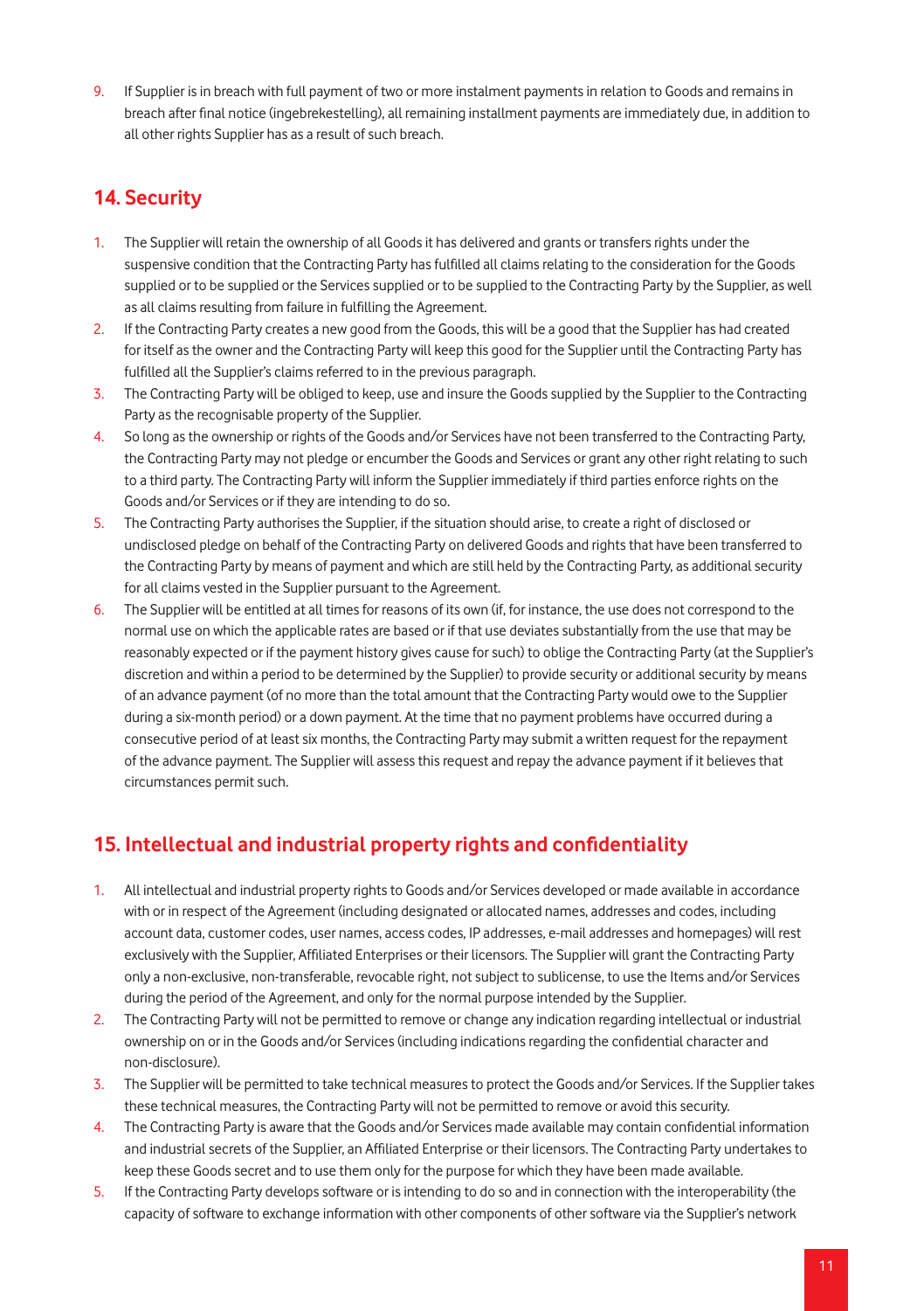9. If Supplier is in breach with full payment of two or more instalment payments in relation to Goods and remains in breach after final notice (ingebrekestelling), all remaining installment payments are immediately due, in addition to all other rights Supplier has as a result of such breach.

## 14. Security

1. The Supplier will retain the ownership of all Goods it has delivered and grants or transfers rights under the suspensive condition that the Contracting Party has fulfilled all claims relating to the consideration for the Goods supplied or to be supplied or the Services supplied or to be supplied to the Contracting Party by the Supplier, as well as all claims resulting from failure in fulfilling the Agreement.
2. If the Contracting Party creates a new good from the Goods, this will be a good that the Supplier has had created for itself as the owner and the Contracting Party will keep this good for the Supplier until the Contracting Party has fulfilled all the Supplier's claims referred to in the previous paragraph.
3. The Contracting Party will be obliged to keep, use and insure the Goods supplied by the Supplier to the Contracting Party as the recognisable property of the Supplier.
4. So long as the ownership or rights of the Goods and/or Services have not been transferred to the Contracting Party, the Contracting Party may not pledge or encumber the Goods and Services or grant any other right relating to such to a third party. The Contracting Party will inform the Supplier immediately if third parties enforce rights on the Goods and/or Services or if they are intending to do so.
5. The Contracting Party authorises the Supplier, if the situation should arise, to create a right of disclosed or undisclosed pledge on behalf of the Contracting Party on delivered Goods and rights that have been transferred to the Contracting Party by means of payment and which are still held by the Contracting Party, as additional security for all claims vested in the Supplier pursuant to the Agreement.
6. The Supplier will be entitled at all times for reasons of its own (if, for instance, the use does not correspond to the normal use on which the applicable rates are based or if that use deviates substantially from the use that may be reasonably expected or if the payment history gives cause for such) to oblige the Contracting Party (at the Supplier's discretion and within a period to be determined by the Supplier) to provide security or additional security by means of an advance payment (of no more than the total amount that the Contracting Party would owe to the Supplier during a six-month period) or a down payment. At the time that no payment problems have occurred during a consecutive period of at least six months, the Contracting Party may submit a written request for the repayment of the advance payment. The Supplier will assess this request and repay the advance payment if it believes that circumstances permit such.

## 15. Intellectual and industrial property rights and confidentiality

1. All intellectual and industrial property rights to Goods and/or Services developed or made available in accordance with or in respect of the Agreement (including designated or allocated names, addresses and codes, including account data, customer codes, user names, access codes, IP addresses, e-mail addresses and homepages) will rest exclusively with the Supplier, Affiliated Enterprises or their licensors. The Supplier will grant the Contracting Party only a non-exclusive, non-transferable, revocable right, not subject to sublicense, to use the Items and/or Services during the period of the Agreement, and only for the normal purpose intended by the Supplier.
2. The Contracting Party will not be permitted to remove or change any indication regarding intellectual or industrial ownership on or in the Goods and/or Services (including indications regarding the confidential character and non-disclosure).
3. The Supplier will be permitted to take technical measures to protect the Goods and/or Services. If the Supplier takes these technical measures, the Contracting Party will not be permitted to remove or avoid this security.
4. The Contracting Party is aware that the Goods and/or Services made available may contain confidential information and industrial secrets of the Supplier, an Affiliated Enterprise or their licensors. The Contracting Party undertakes to keep these Goods secret and to use them only for the purpose for which they have been made available.
5. If the Contracting Party develops software or is intending to do so and in connection with the interoperability (the capacity of software to exchange information with other components of other software via the Supplier's network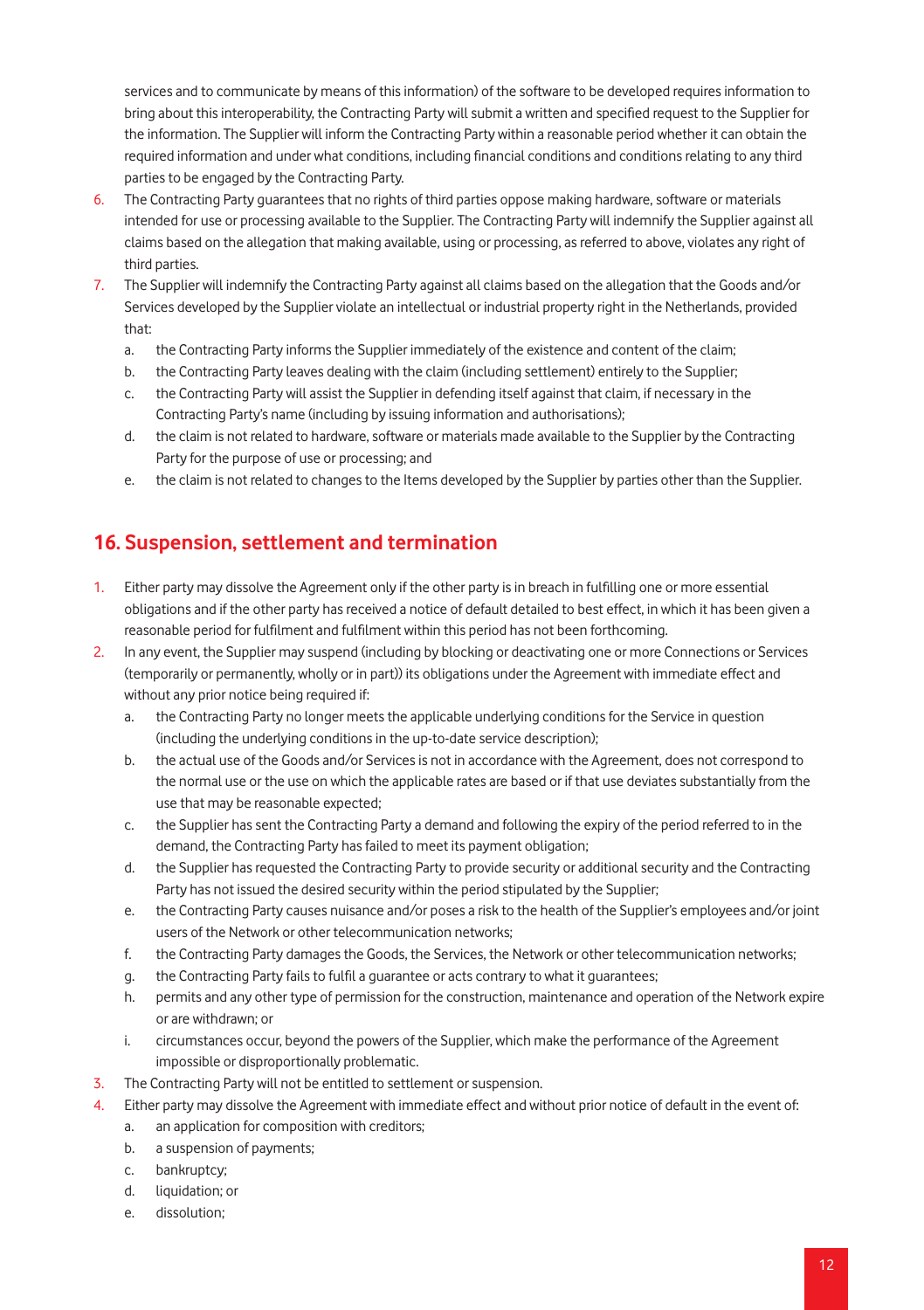services and to communicate by means of this information) of the software to be developed requires information to bring about this interoperability, the Contracting Party will submit a written and specified request to the Supplier for the information. The Supplier will inform the Contracting Party within a reasonable period whether it can obtain the required information and under what conditions, including financial conditions and conditions relating to any third parties to be engaged by the Contracting Party.

6. The Contracting Party guarantees that no rights of third parties oppose making hardware, software or materials intended for use or processing available to the Supplier. The Contracting Party will indemnify the Supplier against all claims based on the allegation that making available, using or processing, as referred to above, violates any right of third parties.
7. The Supplier will indemnify the Contracting Party against all claims based on the allegation that the Goods and/or Services developed by the Supplier violate an intellectual or industrial property right in the Netherlands, provided that:
   a. the Contracting Party informs the Supplier immediately of the existence and content of the claim;
   b. the Contracting Party leaves dealing with the claim (including settlement) entirely to the Supplier;
   c. the Contracting Party will assist the Supplier in defending itself against that claim, if necessary in the Contracting Party's name (including by issuing information and authorisations);
   d. the claim is not related to hardware, software or materials made available to the Supplier by the Contracting Party for the purpose of use or processing; and
   e. the claim is not related to changes to the Items developed by the Supplier by parties other than the Supplier.

## 16. Suspension, settlement and termination

1. Either party may dissolve the Agreement only if the other party is in breach in fulfilling one or more essential obligations and if the other party has received a notice of default detailed to best effect, in which it has been given a reasonable period for fulfilment and fulfilment within this period has not been forthcoming.
2. In any event, the Supplier may suspend (including by blocking or deactivating one or more Connections or Services (temporarily or permanently, wholly or in part)) its obligations under the Agreement with immediate effect and without any prior notice being required if:
   a. the Contracting Party no longer meets the applicable underlying conditions for the Service in question (including the underlying conditions in the up-to-date service description);
   b. the actual use of the Goods and/or Services is not in accordance with the Agreement, does not correspond to the normal use or the use on which the applicable rates are based or if that use deviates substantially from the use that may be reasonable expected;
   c. the Supplier has sent the Contracting Party a demand and following the expiry of the period referred to in the demand, the Contracting Party has failed to meet its payment obligation;
   d. the Supplier has requested the Contracting Party to provide security or additional security and the Contracting Party has not issued the desired security within the period stipulated by the Supplier;
   e. the Contracting Party causes nuisance and/or poses a risk to the health of the Supplier's employees and/or joint users of the Network or other telecommunication networks;
   f. the Contracting Party damages the Goods, the Services, the Network or other telecommunication networks;
   g. the Contracting Party fails to fulfil a guarantee or acts contrary to what it guarantees;
   h. permits and any other type of permission for the construction, maintenance and operation of the Network expire or are withdrawn; or
   i. circumstances occur, beyond the powers of the Supplier, which make the performance of the Agreement impossible or disproportionally problematic.
3. The Contracting Party will not be entitled to settlement or suspension.
4. Either party may dissolve the Agreement with immediate effect and without prior notice of default in the event of:
   a. an application for composition with creditors;
   b. a suspension of payments;
   c. bankruptcy;
   d. liquidation; or
   e. dissolution;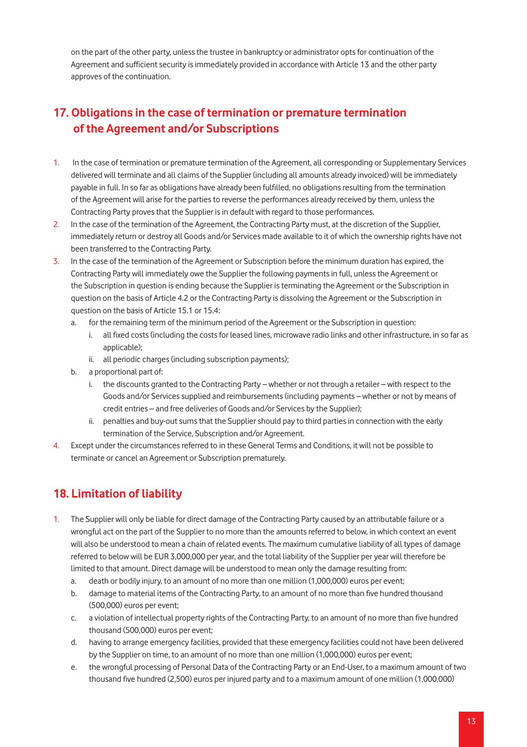on the part of the other party, unless the trustee in bankruptcy or administrator opts for continuation of the Agreement and sufficient security is immediately provided in accordance with Article 13 and the other party approves of the continuation.

## 17. Obligations in the case of termination or premature termination of the Agreement and/or Subscriptions

1. In the case of termination or premature termination of the Agreement, all corresponding or Supplementary Services delivered will terminate and all claims of the Supplier (including all amounts already invoiced) will be immediately payable in full. In so far as obligations have already been fulfilled, no obligations resulting from the termination of the Agreement will arise for the parties to reverse the performances already received by them, unless the Contracting Party proves that the Supplier is in default with regard to those performances.
2. In the case of the termination of the Agreement, the Contracting Party must, at the discretion of the Supplier, immediately return or destroy all Goods and/or Services made available to it of which the ownership rights have not been transferred to the Contracting Party.
3. In the case of the termination of the Agreement or Subscription before the minimum duration has expired, the Contracting Party will immediately owe the Supplier the following payments in full, unless the Agreement or the Subscription in question is ending because the Supplier is terminating the Agreement or the Subscription in question on the basis of Article 4.2 or the Contracting Party is dissolving the Agreement or the Subscription in question on the basis of Article 15.1 or 15.4:
   a. for the remaining term of the minimum period of the Agreement or the Subscription in question:
      i. all fixed costs (including the costs for leased lines, microwave radio links and other infrastructure, in so far as applicable);
      ii. all periodic charges (including subscription payments);
   b. a proportional part of:
      i. the discounts granted to the Contracting Party – whether or not through a retailer – with respect to the Goods and/or Services supplied and reimbursements (including payments – whether or not by means of credit entries – and free deliveries of Goods and/or Services by the Supplier);
      ii. penalties and buy-out sums that the Supplier should pay to third parties in connection with the early termination of the Service, Subscription and/or Agreement.
4. Except under the circumstances referred to in these General Terms and Conditions, it will not be possible to terminate or cancel an Agreement or Subscription prematurely.

## 18. Limitation of liability

1. The Supplier will only be liable for direct damage of the Contracting Party caused by an attributable failure or a wrongful act on the part of the Supplier to no more than the amounts referred to below, in which context an event will also be understood to mean a chain of related events. The maximum cumulative liability of all types of damage referred to below will be EUR 3,000,000 per year, and the total liability of the Supplier per year will therefore be limited to that amount. Direct damage will be understood to mean only the damage resulting from:
   a. death or bodily injury, to an amount of no more than one million (1,000,000) euros per event;
   b. damage to material items of the Contracting Party, to an amount of no more than five hundred thousand (500,000) euros per event;
   c. a violation of intellectual property rights of the Contracting Party, to an amount of no more than five hundred thousand (500,000) euros per event;
   d. having to arrange emergency facilities, provided that these emergency facilities could not have been delivered by the Supplier on time, to an amount of no more than one million (1,000,000) euros per event;
   e. the wrongful processing of Personal Data of the Contracting Party or an End-User, to a maximum amount of two thousand five hundred (2,500) euros per injured party and to a maximum amount of one million (1,000,000)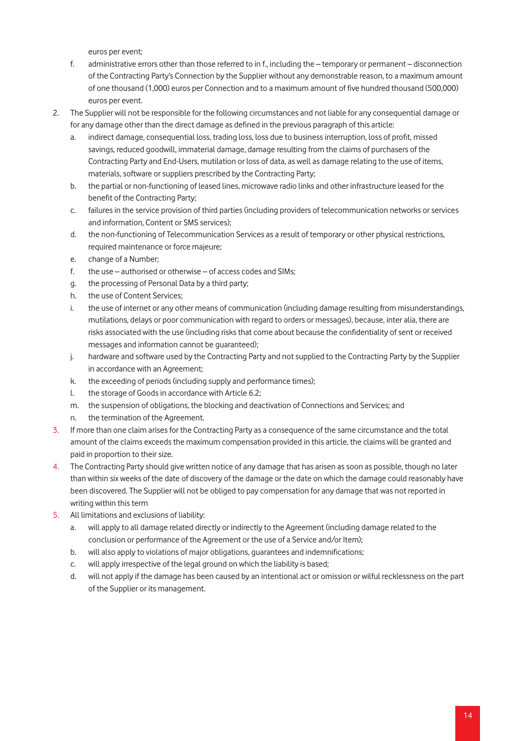euros per event;

f. administrative errors other than those referred to in f., including the – temporary or permanent – disconnection of the Contracting Party's Connection by the Supplier without any demonstrable reason, to a maximum amount of one thousand (1,000) euros per Connection and to a maximum amount of five hundred thousand (500,000) euros per event.

2. The Supplier will not be responsible for the following circumstances and not liable for any consequential damage or for any damage other than the direct damage as defined in the previous paragraph of this article:
   a. indirect damage, consequential loss, trading loss, loss due to business interruption, loss of profit, missed savings, reduced goodwill, immaterial damage, damage resulting from the claims of purchasers of the Contracting Party and End-Users, mutilation or loss of data, as well as damage relating to the use of items, materials, software or suppliers prescribed by the Contracting Party;
   b. the partial or non-functioning of leased lines, microwave radio links and other infrastructure leased for the benefit of the Contracting Party;
   c. failures in the service provision of third parties (including providers of telecommunication networks or services and information, Content or SMS services);
   d. the non-functioning of Telecommunication Services as a result of temporary or other physical restrictions, required maintenance or force majeure;
   e. change of a Number;
   f. the use – authorised or otherwise – of access codes and SIMs;
   g. the processing of Personal Data by a third party;
   h. the use of Content Services;
   i. the use of internet or any other means of communication (including damage resulting from misunderstandings, mutilations, delays or poor communication with regard to orders or messages), because, inter alia, there are risks associated with the use (including risks that come about because the confidentiality of sent or received messages and information cannot be guaranteed);
   j. hardware and software used by the Contracting Party and not supplied to the Contracting Party by the Supplier in accordance with an Agreement;
   k. the exceeding of periods (including supply and performance times);
   l. the storage of Goods in accordance with Article 6.2;
   m. the suspension of obligations, the blocking and deactivation of Connections and Services; and
   n. the termination of the Agreement.
3. If more than one claim arises for the Contracting Party as a consequence of the same circumstance and the total amount of the claims exceeds the maximum compensation provided in this article, the claims will be granted and paid in proportion to their size.
4. The Contracting Party should give written notice of any damage that has arisen as soon as possible, though no later than within six weeks of the date of discovery of the damage or the date on which the damage could reasonably have been discovered. The Supplier will not be obliged to pay compensation for any damage that was not reported in writing within this term
5. All limitations and exclusions of liability:
   a. will apply to all damage related directly or indirectly to the Agreement (including damage related to the conclusion or performance of the Agreement or the use of a Service and/or Item);
   b. will also apply to violations of major obligations, guarantees and indemnifications;
   c. will apply irrespective of the legal ground on which the liability is based;
   d. will not apply if the damage has been caused by an intentional act or omission or wilful recklessness on the part of the Supplier or its management.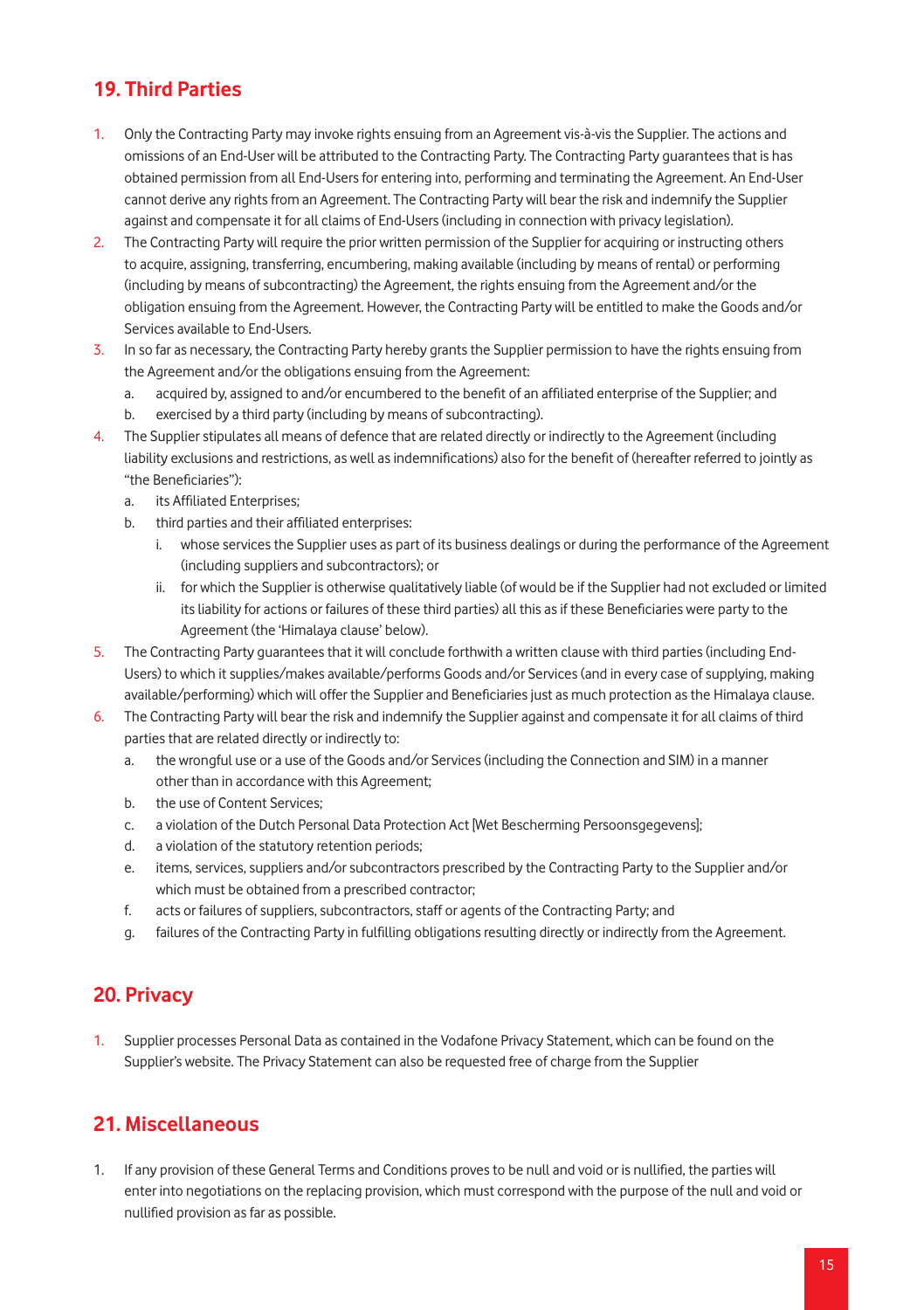## 19. Third Parties

1. Only the Contracting Party may invoke rights ensuing from an Agreement vis-à-vis the Supplier. The actions and omissions of an End-User will be attributed to the Contracting Party. The Contracting Party guarantees that is has obtained permission from all End-Users for entering into, performing and terminating the Agreement. An End-User cannot derive any rights from an Agreement. The Contracting Party will bear the risk and indemnify the Supplier against and compensate it for all claims of End-Users (including in connection with privacy legislation).
2. The Contracting Party will require the prior written permission of the Supplier for acquiring or instructing others to acquire, assigning, transferring, encumbering, making available (including by means of rental) or performing (including by means of subcontracting) the Agreement, the rights ensuing from the Agreement and/or the obligation ensuing from the Agreement. However, the Contracting Party will be entitled to make the Goods and/or Services available to End-Users.
3. In so far as necessary, the Contracting Party hereby grants the Supplier permission to have the rights ensuing from the Agreement and/or the obligations ensuing from the Agreement:
   a. acquired by, assigned to and/or encumbered to the benefit of an affiliated enterprise of the Supplier; and
   b. exercised by a third party (including by means of subcontracting).
4. The Supplier stipulates all means of defence that are related directly or indirectly to the Agreement (including liability exclusions and restrictions, as well as indemnifications) also for the benefit of (hereafter referred to jointly as "the Beneficiaries"):
   a. its Affiliated Enterprises;
   b. third parties and their affiliated enterprises:
      i. whose services the Supplier uses as part of its business dealings or during the performance of the Agreement (including suppliers and subcontractors); or
      ii. for which the Supplier is otherwise qualitatively liable (of would be if the Supplier had not excluded or limited its liability for actions or failures of these third parties) all this as if these Beneficiaries were party to the Agreement (the 'Himalaya clause' below).
5. The Contracting Party guarantees that it will conclude forthwith a written clause with third parties (including End-Users) to which it supplies/makes available/performs Goods and/or Services (and in every case of supplying, making available/performing) which will offer the Supplier and Beneficiaries just as much protection as the Himalaya clause.
6. The Contracting Party will bear the risk and indemnify the Supplier against and compensate it for all claims of third parties that are related directly or indirectly to:
   a. the wrongful use or a use of the Goods and/or Services (including the Connection and SIM) in a manner other than in accordance with this Agreement;
   b. the use of Content Services;
   c. a violation of the Dutch Personal Data Protection Act [Wet Bescherming Persoonsgegevens];
   d. a violation of the statutory retention periods;
   e. items, services, suppliers and/or subcontractors prescribed by the Contracting Party to the Supplier and/or which must be obtained from a prescribed contractor;
   f. acts or failures of suppliers, subcontractors, staff or agents of the Contracting Party; and
   g. failures of the Contracting Party in fulfilling obligations resulting directly or indirectly from the Agreement.

## 20. Privacy

1. Supplier processes Personal Data as contained in the Vodafone Privacy Statement, which can be found on the Supplier's website. The Privacy Statement can also be requested free of charge from the Supplier

## 21. Miscellaneous

1. If any provision of these General Terms and Conditions proves to be null and void or is nullified, the parties will enter into negotiations on the replacing provision, which must correspond with the purpose of the null and void or nullified provision as far as possible.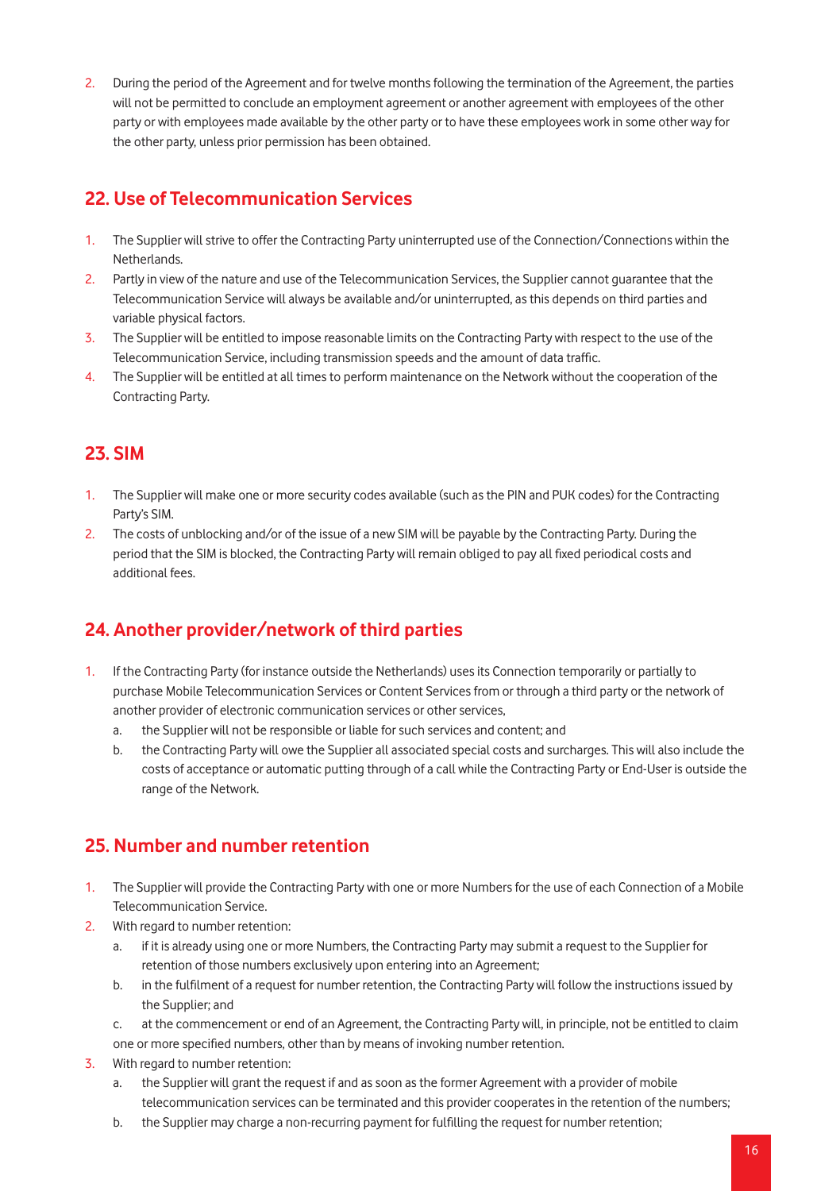2. During the period of the Agreement and for twelve months following the termination of the Agreement, the parties will not be permitted to conclude an employment agreement or another agreement with employees of the other party or with employees made available by the other party or to have these employees work in some other way for the other party, unless prior permission has been obtained.

## 22. Use of Telecommunication Services

1. The Supplier will strive to offer the Contracting Party uninterrupted use of the Connection/Connections within the Netherlands.
2. Partly in view of the nature and use of the Telecommunication Services, the Supplier cannot guarantee that the Telecommunication Service will always be available and/or uninterrupted, as this depends on third parties and variable physical factors.
3. The Supplier will be entitled to impose reasonable limits on the Contracting Party with respect to the use of the Telecommunication Service, including transmission speeds and the amount of data traffic.
4. The Supplier will be entitled at all times to perform maintenance on the Network without the cooperation of the Contracting Party.

## 23. SIM

1. The Supplier will make one or more security codes available (such as the PIN and PUK codes) for the Contracting Party's SIM.
2. The costs of unblocking and/or of the issue of a new SIM will be payable by the Contracting Party. During the period that the SIM is blocked, the Contracting Party will remain obliged to pay all fixed periodical costs and additional fees.

## 24. Another provider/network of third parties

1. If the Contracting Party (for instance outside the Netherlands) uses its Connection temporarily or partially to purchase Mobile Telecommunication Services or Content Services from or through a third party or the network of another provider of electronic communication services or other services,
   a. the Supplier will not be responsible or liable for such services and content; and
   b. the Contracting Party will owe the Supplier all associated special costs and surcharges. This will also include the costs of acceptance or automatic putting through of a call while the Contracting Party or End-User is outside the range of the Network.

## 25. Number and number retention

1. The Supplier will provide the Contracting Party with one or more Numbers for the use of each Connection of a Mobile Telecommunication Service.
2. With regard to number retention:
   a. if it is already using one or more Numbers, the Contracting Party may submit a request to the Supplier for retention of those numbers exclusively upon entering into an Agreement;
   b. in the fulfilment of a request for number retention, the Contracting Party will follow the instructions issued by the Supplier; and
   c. at the commencement or end of an Agreement, the Contracting Party will, in principle, not be entitled to claim one or more specified numbers, other than by means of invoking number retention.
3. With regard to number retention:
   a. the Supplier will grant the request if and as soon as the former Agreement with a provider of mobile telecommunication services can be terminated and this provider cooperates in the retention of the numbers;
   b. the Supplier may charge a non-recurring payment for fulfilling the request for number retention;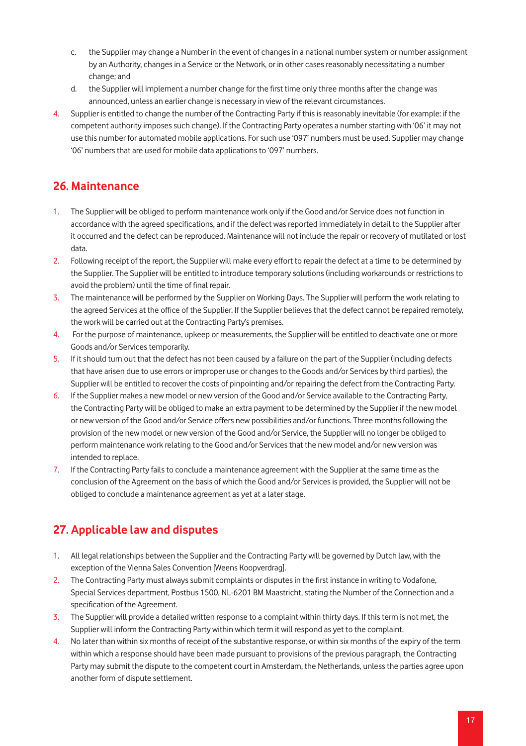c. the Supplier may change a Number in the event of changes in a national number system or number assignment by an Authority, changes in a Service or the Network, or in other cases reasonably necessitating a number change; and
d. the Supplier will implement a number change for the first time only three months after the change was announced, unless an earlier change is necessary in view of the relevant circumstances.

4. Supplier is entitled to change the number of the Contracting Party if this is reasonably inevitable (for example: if the competent authority imposes such change). If the Contracting Party operates a number starting with '06' it may not use this number for automated mobile applications. For such use '097' numbers must be used. Supplier may change '06' numbers that are used for mobile data applications to '097' numbers.

## 26. Maintenance

1. The Supplier will be obliged to perform maintenance work only if the Good and/or Service does not function in accordance with the agreed specifications, and if the defect was reported immediately in detail to the Supplier after it occurred and the defect can be reproduced. Maintenance will not include the repair or recovery of mutilated or lost data.
2. Following receipt of the report, the Supplier will make every effort to repair the defect at a time to be determined by the Supplier. The Supplier will be entitled to introduce temporary solutions (including workarounds or restrictions to avoid the problem) until the time of final repair.
3. The maintenance will be performed by the Supplier on Working Days. The Supplier will perform the work relating to the agreed Services at the office of the Supplier. If the Supplier believes that the defect cannot be repaired remotely, the work will be carried out at the Contracting Party's premises.
4. For the purpose of maintenance, upkeep or measurements, the Supplier will be entitled to deactivate one or more Goods and/or Services temporarily.
5. If it should turn out that the defect has not been caused by a failure on the part of the Supplier (including defects that have arisen due to use errors or improper use or changes to the Goods and/or Services by third parties), the Supplier will be entitled to recover the costs of pinpointing and/or repairing the defect from the Contracting Party.
6. If the Supplier makes a new model or new version of the Good and/or Service available to the Contracting Party, the Contracting Party will be obliged to make an extra payment to be determined by the Supplier if the new model or new version of the Good and/or Service offers new possibilities and/or functions. Three months following the provision of the new model or new version of the Good and/or Service, the Supplier will no longer be obliged to perform maintenance work relating to the Good and/or Services that the new model and/or new version was intended to replace.
7. If the Contracting Party fails to conclude a maintenance agreement with the Supplier at the same time as the conclusion of the Agreement on the basis of which the Good and/or Services is provided, the Supplier will not be obliged to conclude a maintenance agreement as yet at a later stage.

## 27. Applicable law and disputes

1. All legal relationships between the Supplier and the Contracting Party will be governed by Dutch law, with the exception of the Vienna Sales Convention [Weens Koopverdrag].
2. The Contracting Party must always submit complaints or disputes in the first instance in writing to Vodafone, Special Services department, Postbus 1500, NL-6201 BM Maastricht, stating the Number of the Connection and a specification of the Agreement.
3. The Supplier will provide a detailed written response to a complaint within thirty days. If this term is not met, the Supplier will inform the Contracting Party within which term it will respond as yet to the complaint.
4. No later than within six months of receipt of the substantive response, or within six months of the expiry of the term within which a response should have been made pursuant to provisions of the previous paragraph, the Contracting Party may submit the dispute to the competent court in Amsterdam, the Netherlands, unless the parties agree upon another form of dispute settlement.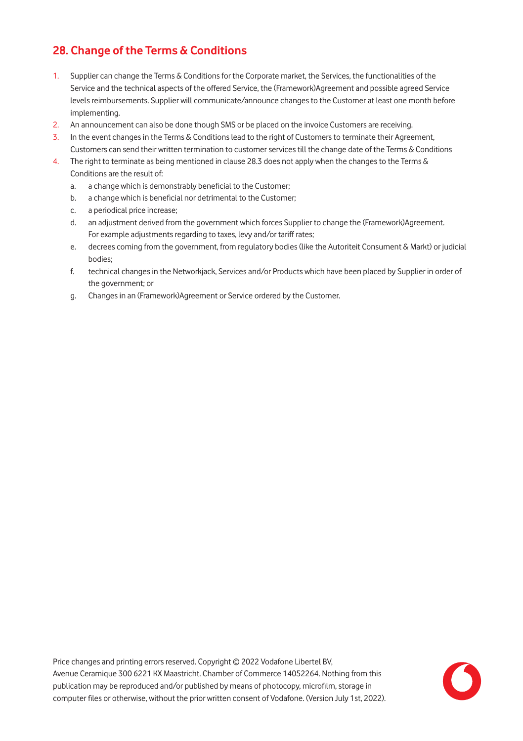## 28. Change of the Terms & Conditions

1. Supplier can change the Terms & Conditions for the Corporate market, the Services, the functionalities of the Service and the technical aspects of the offered Service, the (Framework)Agreement and possible agreed Service levels reimbursements. Supplier will communicate/announce changes to the Customer at least one month before implementing.
2. An announcement can also be done though SMS or be placed on the invoice Customers are receiving.
3. In the event changes in the Terms & Conditions lead to the right of Customers to terminate their Agreement, Customers can send their written termination to customer services till the change date of the Terms & Conditions
4. The right to terminate as being mentioned in clause 28.3 does not apply when the changes to the Terms & Conditions are the result of:
   a. a change which is demonstrably beneficial to the Customer;
   b. a change which is beneficial nor detrimental to the Customer;
   c. a periodical price increase;
   d. an adjustment derived from the government which forces Supplier to change the (Framework)Agreement. For example adjustments regarding to taxes, levy and/or tariff rates;
   e. decrees coming from the government, from regulatory bodies (like the Autoriteit Consument & Markt) or judicial bodies;
   f. technical changes in the Networkjack, Services and/or Products which have been placed by Supplier in order of the government; or
   g. Changes in an (Framework)Agreement or Service ordered by the Customer.

Price changes and printing errors reserved. Copyright © 2022 Vodafone Libertel BV, Avenue Ceramique 300 6221 KX Maastricht. Chamber of Commerce 14052264. Nothing from this publication may be reproduced and/or published by means of photocopy, microfilm, storage in computer files or otherwise, without the prior written consent of Vodafone. (Version July 1st, 2022).